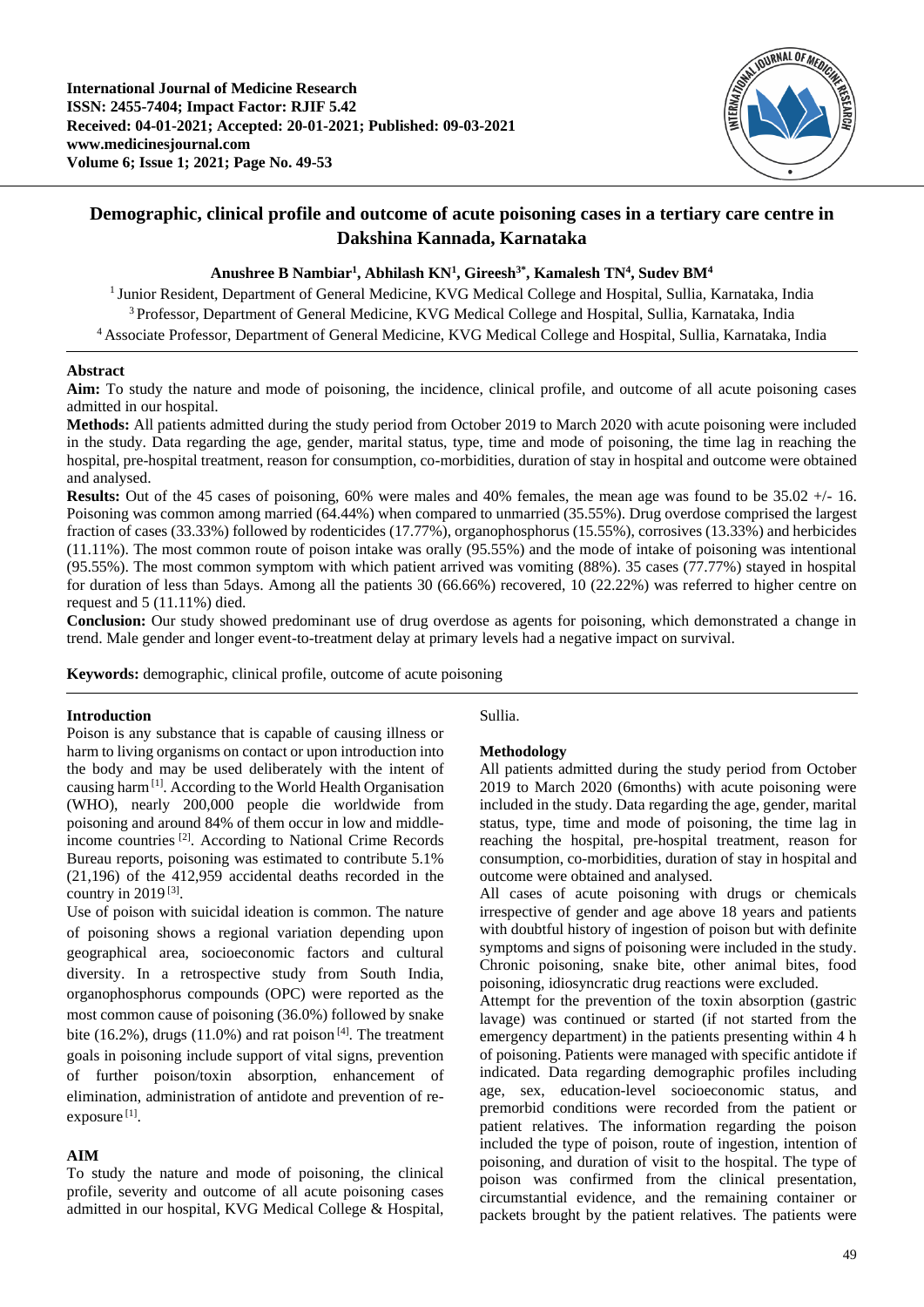# Demographic, clinical profile and outcome of acute poisoning cases in a tertiary care centre in Dakshina Kannada, Karnataka

**Anushree B Nambiar[1], Abhilash KN[1], Gireesh[3*], Kamalesh TN[4], Sudev BM[4]**

[1] Junior Resident, Department of General Medicine, KVG Medical College and Hospital, Sullia, Karnataka, India
[3] Professor, Department of General Medicine, KVG Medical College and Hospital, Sullia, Karnataka, India
[4] Associate Professor, Department of General Medicine, KVG Medical College and Hospital, Sullia, Karnataka, India

## Abstract

**Aim:** To study the nature and mode of poisoning, the incidence, clinical profile, and outcome of all acute poisoning cases admitted in our hospital.

**Methods:** All patients admitted during the study period from October 2019 to March 2020 with acute poisoning were included in the study. Data regarding the age, gender, marital status, type, time and mode of poisoning, the time lag in reaching the hospital, pre-hospital treatment, reason for consumption, co-morbidities, duration of stay in hospital and outcome were obtained and analysed.

**Results:** Out of the 45 cases of poisoning, 60% were males and 40% females, the mean age was found to be 35.02 +/- 16. Poisoning was common among married (64.44%) when compared to unmarried (35.55%). Drug overdose comprised the largest fraction of cases (33.33%) followed by rodenticides (17.77%), organophosphorus (15.55%), corrosives (13.33%) and herbicides (11.11%). The most common route of poison intake was orally (95.55%) and the mode of intake of poisoning was intentional (95.55%). The most common symptom with which patient arrived was vomiting (88%). 35 cases (77.77%) stayed in hospital for duration of less than 5days. Among all the patients 30 (66.66%) recovered, 10 (22.22%) was referred to higher centre on request and 5 (11.11%) died.

**Conclusion:** Our study showed predominant use of drug overdose as agents for poisoning, which demonstrated a change in trend. Male gender and longer event-to-treatment delay at primary levels had a negative impact on survival.

**Keywords:** demographic, clinical profile, outcome of acute poisoning

## Introduction

Poison is any substance that is capable of causing illness or harm to living organisms on contact or upon introduction into the body and may be used deliberately with the intent of causing harm [1]. According to the World Health Organisation (WHO), nearly 200,000 people die worldwide from poisoning and around 84% of them occur in low and middle-income countries [2]. According to National Crime Records Bureau reports, poisoning was estimated to contribute 5.1% (21,196) of the 412,959 accidental deaths recorded in the country in 2019 [3].

Use of poison with suicidal ideation is common. The nature of poisoning shows a regional variation depending upon geographical area, socioeconomic factors and cultural diversity. In a retrospective study from South India, organophosphorus compounds (OPC) were reported as the most common cause of poisoning (36.0%) followed by snake bite (16.2%), drugs (11.0%) and rat poison [4]. The treatment goals in poisoning include support of vital signs, prevention of further poison/toxin absorption, enhancement of elimination, administration of antidote and prevention of re-exposure [1].

## AIM

To study the nature and mode of poisoning, the clinical profile, severity and outcome of all acute poisoning cases admitted in our hospital, KVG Medical College & Hospital, Sullia.

## Methodology

All patients admitted during the study period from October 2019 to March 2020 (6months) with acute poisoning were included in the study. Data regarding the age, gender, marital status, type, time and mode of poisoning, the time lag in reaching the hospital, pre-hospital treatment, reason for consumption, co-morbidities, duration of stay in hospital and outcome were obtained and analysed.

All cases of acute poisoning with drugs or chemicals irrespective of gender and age above 18 years and patients with doubtful history of ingestion of poison but with definite symptoms and signs of poisoning were included in the study. Chronic poisoning, snake bite, other animal bites, food poisoning, idiosyncratic drug reactions were excluded.

Attempt for the prevention of the toxin absorption (gastric lavage) was continued or started (if not started from the emergency department) in the patients presenting within 4 h of poisoning. Patients were managed with specific antidote if indicated. Data regarding demographic profiles including age, sex, education-level socioeconomic status, and premorbid conditions were recorded from the patient or patient relatives. The information regarding the poison included the type of poison, route of ingestion, intention of poisoning, and duration of visit to the hospital. The type of poison was confirmed from the clinical presentation, circumstantial evidence, and the remaining container or packets brought by the patient relatives. The patients were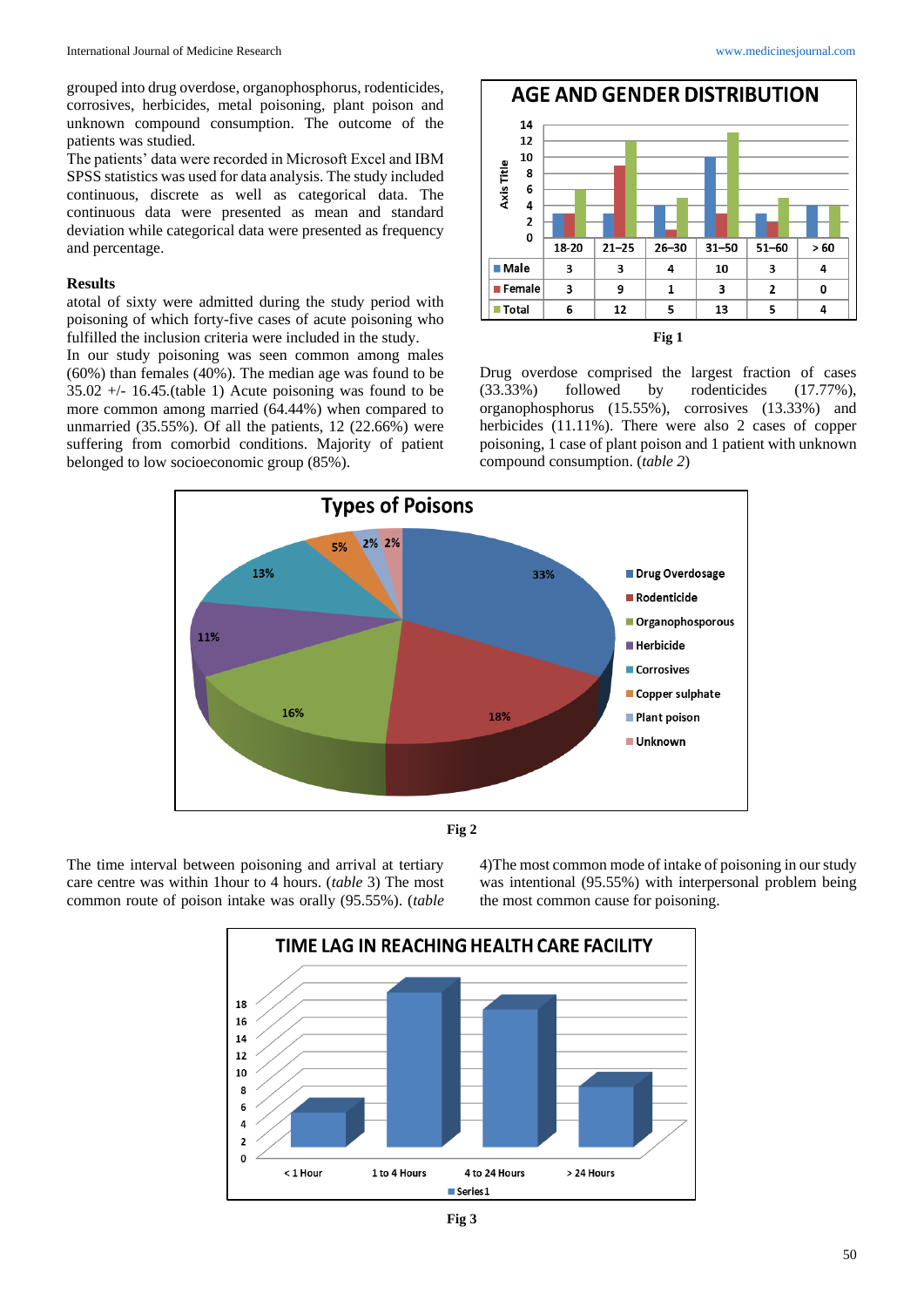grouped into drug overdose, organophosphorus, rodenticides, corrosives, herbicides, metal poisoning, plant poison and unknown compound consumption. The outcome of the patients was studied.

The patients' data were recorded in Microsoft Excel and IBM SPSS statistics was used for data analysis. The study included continuous, discrete as well as categorical data. The continuous data were presented as mean and standard deviation while categorical data were presented as frequency and percentage.

### Results

atotal of sixty were admitted during the study period with poisoning of which forty-five cases of acute poisoning who fulfilled the inclusion criteria were included in the study.

In our study poisoning was seen common among males (60%) than females (40%). The median age was found to be 35.02 +/- 16.45.(table 1) Acute poisoning was found to be more common among married (64.44%) when compared to unmarried (35.55%). Of all the patients, 12 (22.66%) were suffering from comorbid conditions. Majority of patient belonged to low socioeconomic group (85%).

AGE AND GENDER DISTRIBUTION

Axis Title

14
12
10
8
6
4
2
0

18-20 21–25 26–30 31–50 51–60 > 60

Male 3 3 4 10 3 4

Female 3 9 1 3 2 0

Total 6 12 5 13 5 4

Fig 1

Drug overdose comprised the largest fraction of cases (33.33%) followed by rodenticides (17.77%), organophosphorus (15.55%), corrosives (13.33%) and herbicides (11.11%). There were also 2 cases of copper poisoning, 1 case of plant poison and 1 patient with unknown compound consumption. (*table 2*)

Types of Poisons

33%
18%
16%
11%
13%
5%
2%
2%

Drug Overdosage
Rodenticide
Organophosporous
Herbicide
Corrosives
Copper sulphate
Plant poison
Unknown

Fig 2

The time interval between poisoning and arrival at tertiary care centre was within 1hour to 4 hours. (*table* 3) The most common route of poison intake was orally (95.55%). (*table* 4)The most common mode of intake of poisoning in our study was intentional (95.55%) with interpersonal problem being the most common cause for poisoning.

TIME LAG IN REACHING HEALTH CARE FACILITY

18
16
14
12
10
8
6
4
2
0

< 1 Hour
1 to 4 Hours
4 to 24 Hours
> 24 Hours

Series1

Fig 3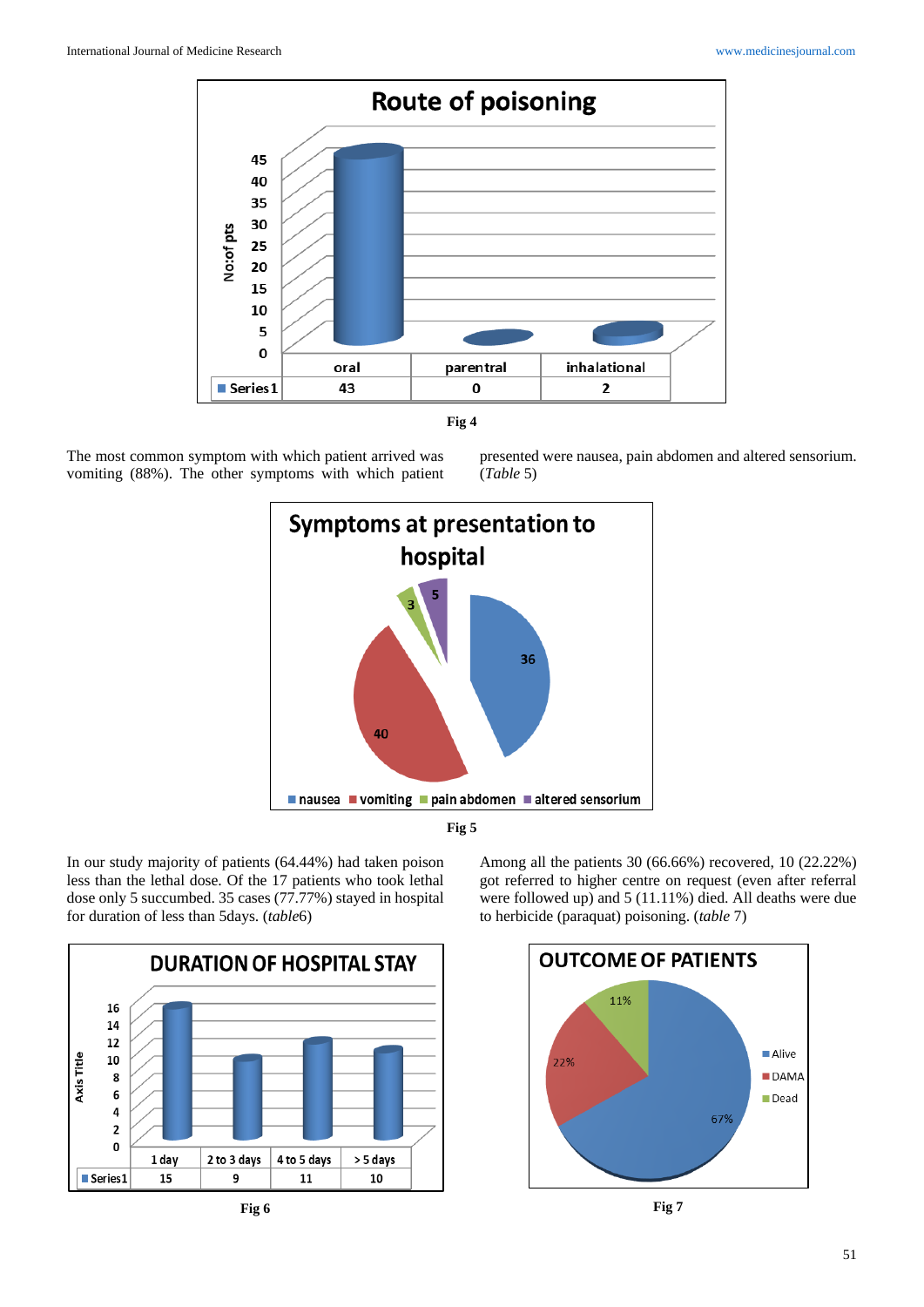Route of poisoning

No:of pts

45
40
35
30
25
20
15
10
5
0

oral
parentral
inhalational

Series1
43
0
2

Fig 4

The most common symptom with which patient arrived was vomiting (88%). The other symptoms with which patient presented were nausea, pain abdomen and altered sensorium. (*Table* 5)

Symptoms at presentation to hospital

36
40
3
5

nausea
vomiting
pain abdomen
altered sensorium

Fig 5

In our study majority of patients (64.44%) had taken poison less than the lethal dose. Of the 17 patients who took lethal dose only 5 succumbed. 35 cases (77.77%) stayed in hospital for duration of less than 5days. (*table*6)

Among all the patients 30 (66.66%) recovered, 10 (22.22%) got referred to higher centre on request (even after referral were followed up) and 5 (11.11%) died. All deaths were due to herbicide (paraquat) poisoning. (*table* 7)

DURATION OF HOSPITAL STAY

Axis Title

16
14
12
10
8
6
4
2
0

1 day
2 to 3 days
4 to 5 days
> 5 days

Series1
15
9
11
10

Fig 6

OUTCOME OF PATIENTS

11%
22%
67%

Alive
DAMA
Dead

Fig 7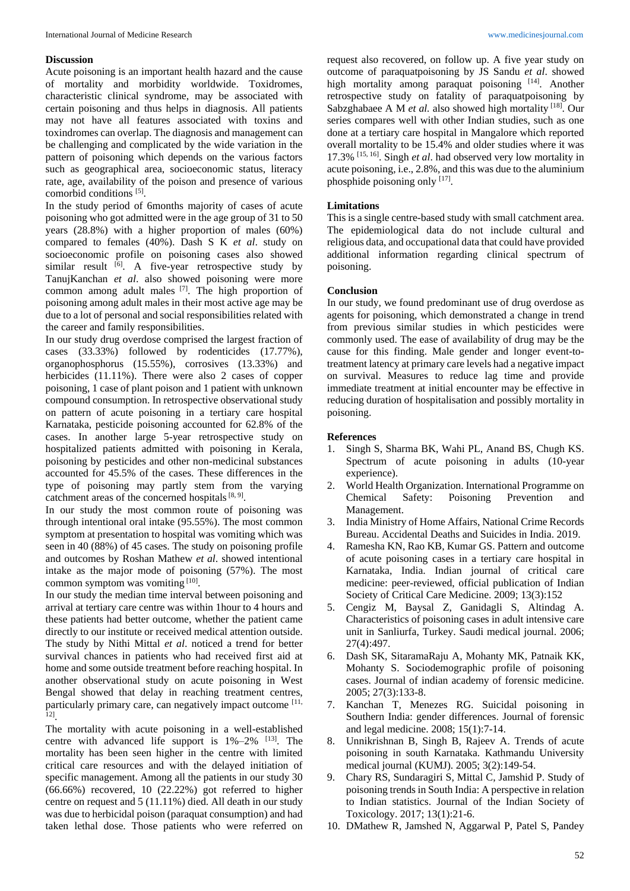## Discussion

Acute poisoning is an important health hazard and the cause of mortality and morbidity worldwide. Toxidromes, characteristic clinical syndrome, may be associated with certain poisoning and thus helps in diagnosis. All patients may not have all features associated with toxins and toxindromes can overlap. The diagnosis and management can be challenging and complicated by the wide variation in the pattern of poisoning which depends on the various factors such as geographical area, socioeconomic status, literacy rate, age, availability of the poison and presence of various comorbid conditions [5].

In the study period of 6months majority of cases of acute poisoning who got admitted were in the age group of 31 to 50 years (28.8%) with a higher proportion of males (60%) compared to females (40%). Dash S K *et al*. study on socioeconomic profile on poisoning cases also showed similar result [6]. A five-year retrospective study by TanujKanchan *et al*. also showed poisoning were more common among adult males [7]. The high proportion of poisoning among adult males in their most active age may be due to a lot of personal and social responsibilities related with the career and family responsibilities.

In our study drug overdose comprised the largest fraction of cases (33.33%) followed by rodenticides (17.77%), organophosphorus (15.55%), corrosives (13.33%) and herbicides (11.11%). There were also 2 cases of copper poisoning, 1 case of plant poison and 1 patient with unknown compound consumption. In retrospective observational study on pattern of acute poisoning in a tertiary care hospital Karnataka, pesticide poisoning accounted for 62.8% of the cases. In another large 5-year retrospective study on hospitalized patients admitted with poisoning in Kerala, poisoning by pesticides and other non-medicinal substances accounted for 45.5% of the cases. These differences in the type of poisoning may partly stem from the varying catchment areas of the concerned hospitals [8, 9].

In our study the most common route of poisoning was through intentional oral intake (95.55%). The most common symptom at presentation to hospital was vomiting which was seen in 40 (88%) of 45 cases. The study on poisoning profile and outcomes by Roshan Mathew *et al*. showed intentional intake as the major mode of poisoning (57%). The most common symptom was vomiting [10].

In our study the median time interval between poisoning and arrival at tertiary care centre was within 1hour to 4 hours and these patients had better outcome, whether the patient came directly to our institute or received medical attention outside. The study by Nithi Mittal *et al*. noticed a trend for better survival chances in patients who had received first aid at home and some outside treatment before reaching hospital. In another observational study on acute poisoning in West Bengal showed that delay in reaching treatment centres, particularly primary care, can negatively impact outcome [11, 12].

The mortality with acute poisoning in a well-established centre with advanced life support is 1%–2% [13]. The mortality has been seen higher in the centre with limited critical care resources and with the delayed initiation of specific management. Among all the patients in our study 30 (66.66%) recovered, 10 (22.22%) got referred to higher centre on request and 5 (11.11%) died. All death in our study was due to herbicidal poison (paraquat consumption) and had taken lethal dose. Those patients who were referred on request also recovered, on follow up. A five year study on outcome of paraquatpoisoning by JS Sandu *et al*. showed high mortality among paraquat poisoning [14]. Another retrospective study on fatality of paraquatpoisoning by Sabzghabaee A M *et al.* also showed high mortality [18]. Our series compares well with other Indian studies, such as one done at a tertiary care hospital in Mangalore which reported overall mortality to be 15.4% and older studies where it was 17.3% [15, 16]. Singh *et al*. had observed very low mortality in acute poisoning, i.e., 2.8%, and this was due to the aluminium phosphide poisoning only [17].

## Limitations

This is a single centre-based study with small catchment area. The epidemiological data do not include cultural and religious data, and occupational data that could have provided additional information regarding clinical spectrum of poisoning.

## Conclusion

In our study, we found predominant use of drug overdose as agents for poisoning, which demonstrated a change in trend from previous similar studies in which pesticides were commonly used. The ease of availability of drug may be the cause for this finding. Male gender and longer event-to-treatment latency at primary care levels had a negative impact on survival. Measures to reduce lag time and provide immediate treatment at initial encounter may be effective in reducing duration of hospitalisation and possibly mortality in poisoning.

## References

1. Singh S, Sharma BK, Wahi PL, Anand BS, Chugh KS. Spectrum of acute poisoning in adults (10-year experience).
2. World Health Organization. International Programme on Chemical Safety: Poisoning Prevention and Management.
3. India Ministry of Home Affairs, National Crime Records Bureau. Accidental Deaths and Suicides in India. 2019.
4. Ramesha KN, Rao KB, Kumar GS. Pattern and outcome of acute poisoning cases in a tertiary care hospital in Karnataka, India. Indian journal of critical care medicine: peer-reviewed, official publication of Indian Society of Critical Care Medicine. 2009; 13(3):152
5. Cengiz M, Baysal Z, Ganidagli S, Altindag A. Characteristics of poisoning cases in adult intensive care unit in Sanliurfa, Turkey. Saudi medical journal. 2006; 27(4):497.
6. Dash SK, SitaramaRaju A, Mohanty MK, Patnaik KK, Mohanty S. Sociodemographic profile of poisoning cases. Journal of indian academy of forensic medicine. 2005; 27(3):133-8.
7. Kanchan T, Menezes RG. Suicidal poisoning in Southern India: gender differences. Journal of forensic and legal medicine. 2008; 15(1):7-14.
8. Unnikrishnan B, Singh B, Rajeev A. Trends of acute poisoning in south Karnataka. Kathmandu University medical journal (KUMJ). 2005; 3(2):149-54.
9. Chary RS, Sundaragiri S, Mittal C, Jamshid P. Study of poisoning trends in South India: A perspective in relation to Indian statistics. Journal of the Indian Society of Toxicology. 2017; 13(1):21-6.
10. DMathew R, Jamshed N, Aggarwal P, Patel S, Pandey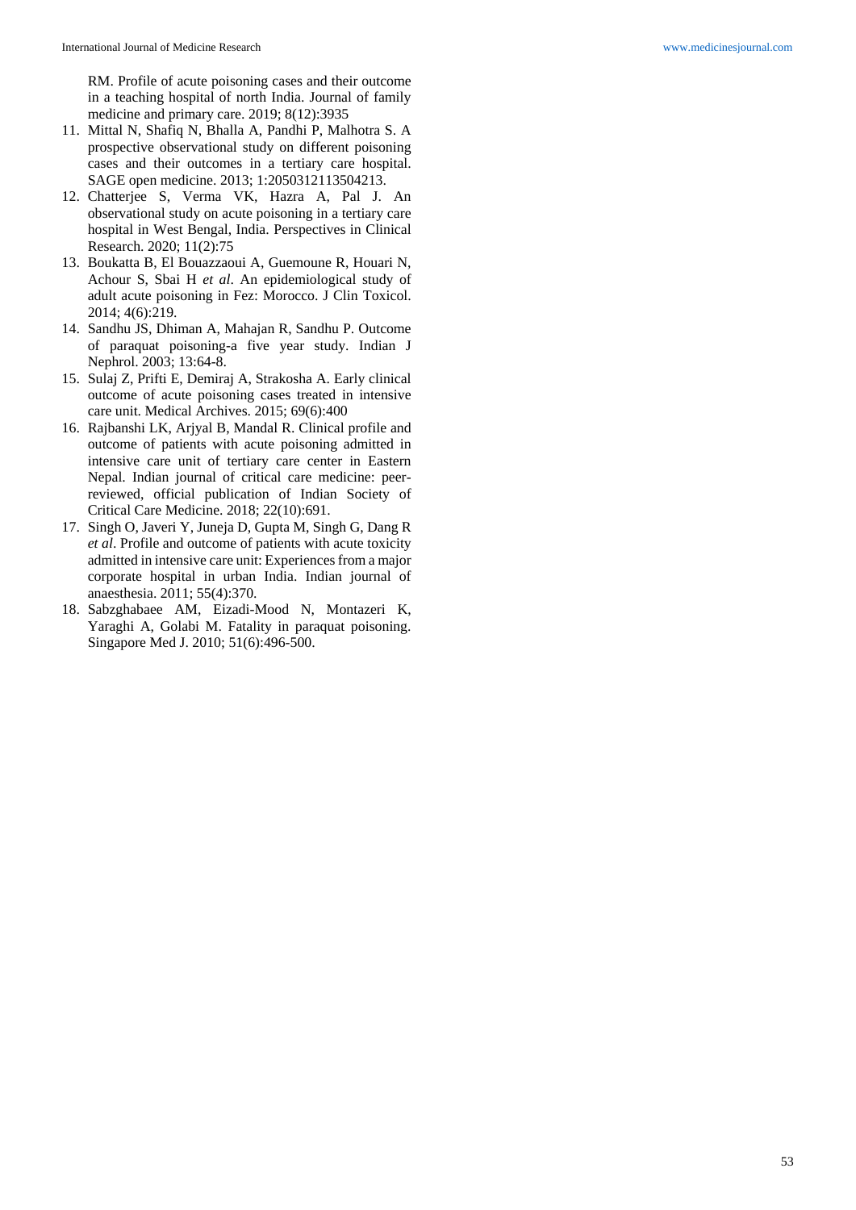RM. Profile of acute poisoning cases and their outcome in a teaching hospital of north India. Journal of family medicine and primary care. 2019; 8(12):3935

11. Mittal N, Shafiq N, Bhalla A, Pandhi P, Malhotra S. A prospective observational study on different poisoning cases and their outcomes in a tertiary care hospital. SAGE open medicine. 2013; 1:2050312113504213.
12. Chatterjee S, Verma VK, Hazra A, Pal J. An observational study on acute poisoning in a tertiary care hospital in West Bengal, India. Perspectives in Clinical Research. 2020; 11(2):75
13. Boukatta B, El Bouazzaoui A, Guemoune R, Houari N, Achour S, Sbai H *et al*. An epidemiological study of adult acute poisoning in Fez: Morocco. J Clin Toxicol. 2014; 4(6):219.
14. Sandhu JS, Dhiman A, Mahajan R, Sandhu P. Outcome of paraquat poisoning-a five year study. Indian J Nephrol. 2003; 13:64-8.
15. Sulaj Z, Prifti E, Demiraj A, Strakosha A. Early clinical outcome of acute poisoning cases treated in intensive care unit. Medical Archives. 2015; 69(6):400
16. Rajbanshi LK, Arjyal B, Mandal R. Clinical profile and outcome of patients with acute poisoning admitted in intensive care unit of tertiary care center in Eastern Nepal. Indian journal of critical care medicine: peer-reviewed, official publication of Indian Society of Critical Care Medicine. 2018; 22(10):691.
17. Singh O, Javeri Y, Juneja D, Gupta M, Singh G, Dang R *et al*. Profile and outcome of patients with acute toxicity admitted in intensive care unit: Experiences from a major corporate hospital in urban India. Indian journal of anaesthesia. 2011; 55(4):370.
18. Sabzghabaee AM, Eizadi-Mood N, Montazeri K, Yaraghi A, Golabi M. Fatality in paraquat poisoning. Singapore Med J. 2010; 51(6):496-500.